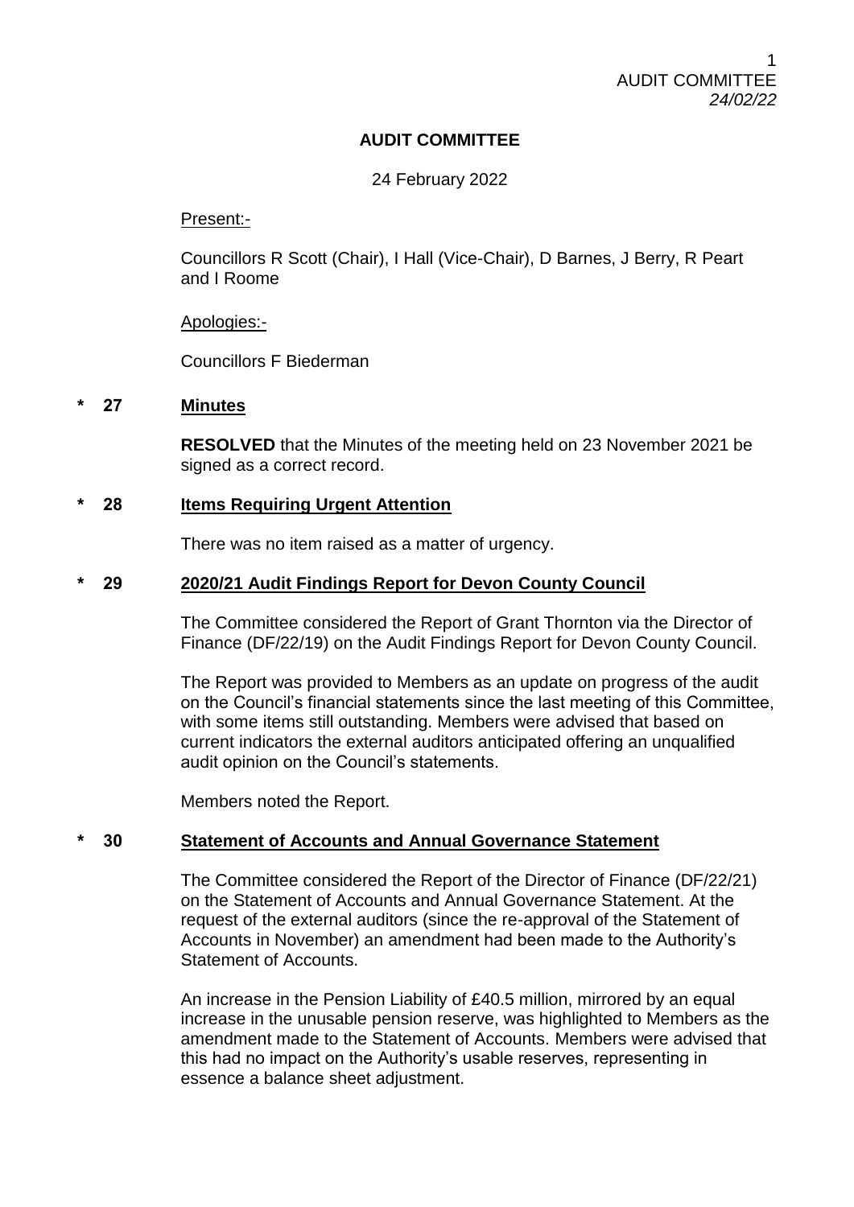# AUDIT COMMITTEE

24 February 2022

Present:-

Councillors R Scott (Chair), I Hall (Vice-Chair), D Barnes, J Berry, R Peart and I Roome

Apologies:-

Councillors F Biederman

## * 27 Minutes

**RESOLVED** that the Minutes of the meeting held on 23 November 2021 be signed as a correct record.

## * 28 Items Requiring Urgent Attention

There was no item raised as a matter of urgency.

## * 29 2020/21 Audit Findings Report for Devon County Council

The Committee considered the Report of Grant Thornton via the Director of Finance (DF/22/19) on the Audit Findings Report for Devon County Council.

The Report was provided to Members as an update on progress of the audit on the Council's financial statements since the last meeting of this Committee, with some items still outstanding. Members were advised that based on current indicators the external auditors anticipated offering an unqualified audit opinion on the Council's statements.

Members noted the Report.

## * 30 Statement of Accounts and Annual Governance Statement

The Committee considered the Report of the Director of Finance (DF/22/21) on the Statement of Accounts and Annual Governance Statement. At the request of the external auditors (since the re-approval of the Statement of Accounts in November) an amendment had been made to the Authority's Statement of Accounts.

An increase in the Pension Liability of £40.5 million, mirrored by an equal increase in the unusable pension reserve, was highlighted to Members as the amendment made to the Statement of Accounts. Members were advised that this had no impact on the Authority's usable reserves, representing in essence a balance sheet adjustment.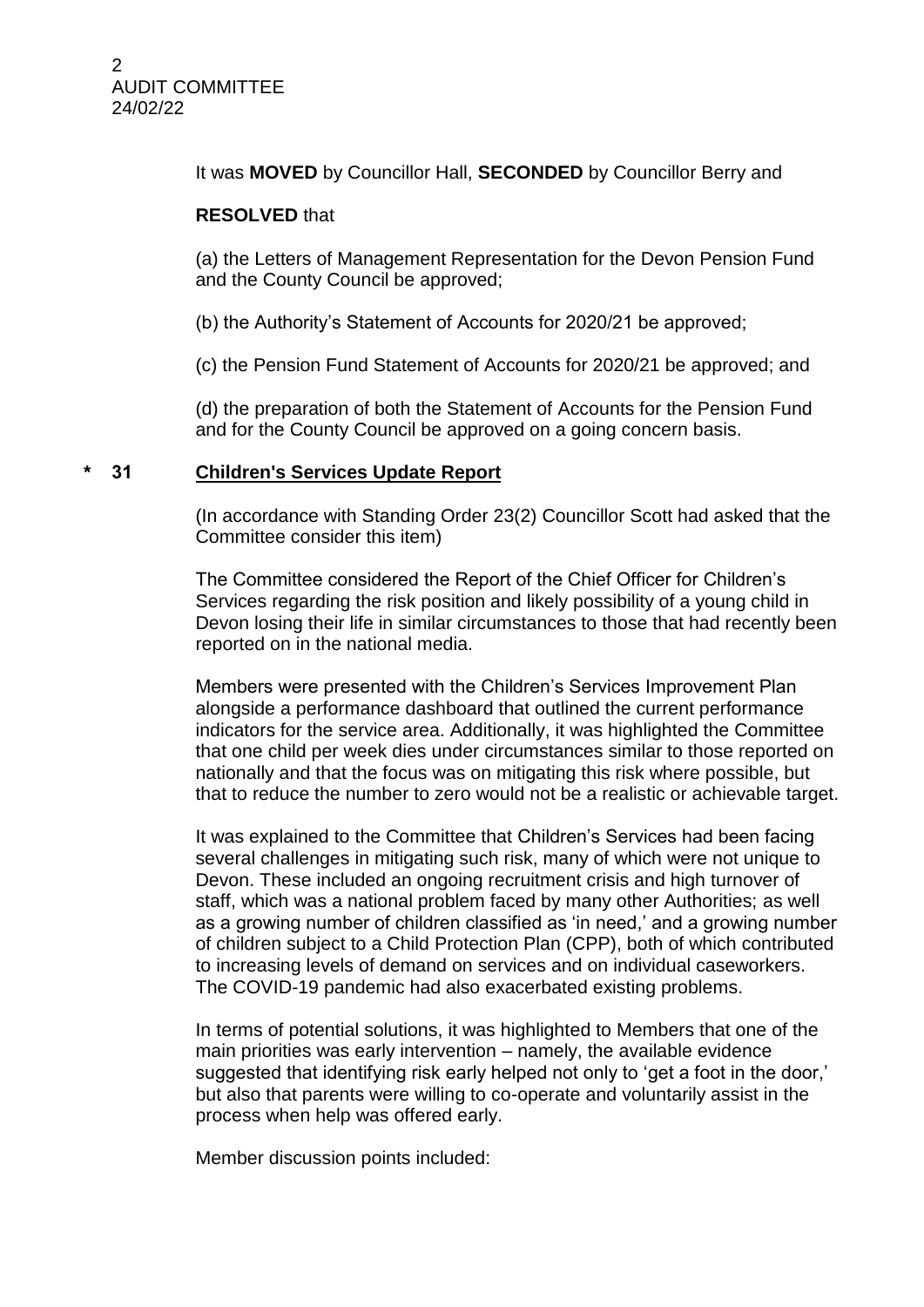It was **MOVED** by Councillor Hall, **SECONDED** by Councillor Berry and

**RESOLVED** that

(a) the Letters of Management Representation for the Devon Pension Fund and the County Council be approved;

(b) the Authority's Statement of Accounts for 2020/21 be approved;

(c) the Pension Fund Statement of Accounts for 2020/21 be approved; and

(d) the preparation of both the Statement of Accounts for the Pension Fund and for the County Council be approved on a going concern basis.

## * 31 Children's Services Update Report

(In accordance with Standing Order 23(2) Councillor Scott had asked that the Committee consider this item)

The Committee considered the Report of the Chief Officer for Children's Services regarding the risk position and likely possibility of a young child in Devon losing their life in similar circumstances to those that had recently been reported on in the national media.

Members were presented with the Children's Services Improvement Plan alongside a performance dashboard that outlined the current performance indicators for the service area. Additionally, it was highlighted the Committee that one child per week dies under circumstances similar to those reported on nationally and that the focus was on mitigating this risk where possible, but that to reduce the number to zero would not be a realistic or achievable target.

It was explained to the Committee that Children's Services had been facing several challenges in mitigating such risk, many of which were not unique to Devon. These included an ongoing recruitment crisis and high turnover of staff, which was a national problem faced by many other Authorities; as well as a growing number of children classified as 'in need,' and a growing number of children subject to a Child Protection Plan (CPP), both of which contributed to increasing levels of demand on services and on individual caseworkers. The COVID-19 pandemic had also exacerbated existing problems.

In terms of potential solutions, it was highlighted to Members that one of the main priorities was early intervention – namely, the available evidence suggested that identifying risk early helped not only to 'get a foot in the door,' but also that parents were willing to co-operate and voluntarily assist in the process when help was offered early.

Member discussion points included: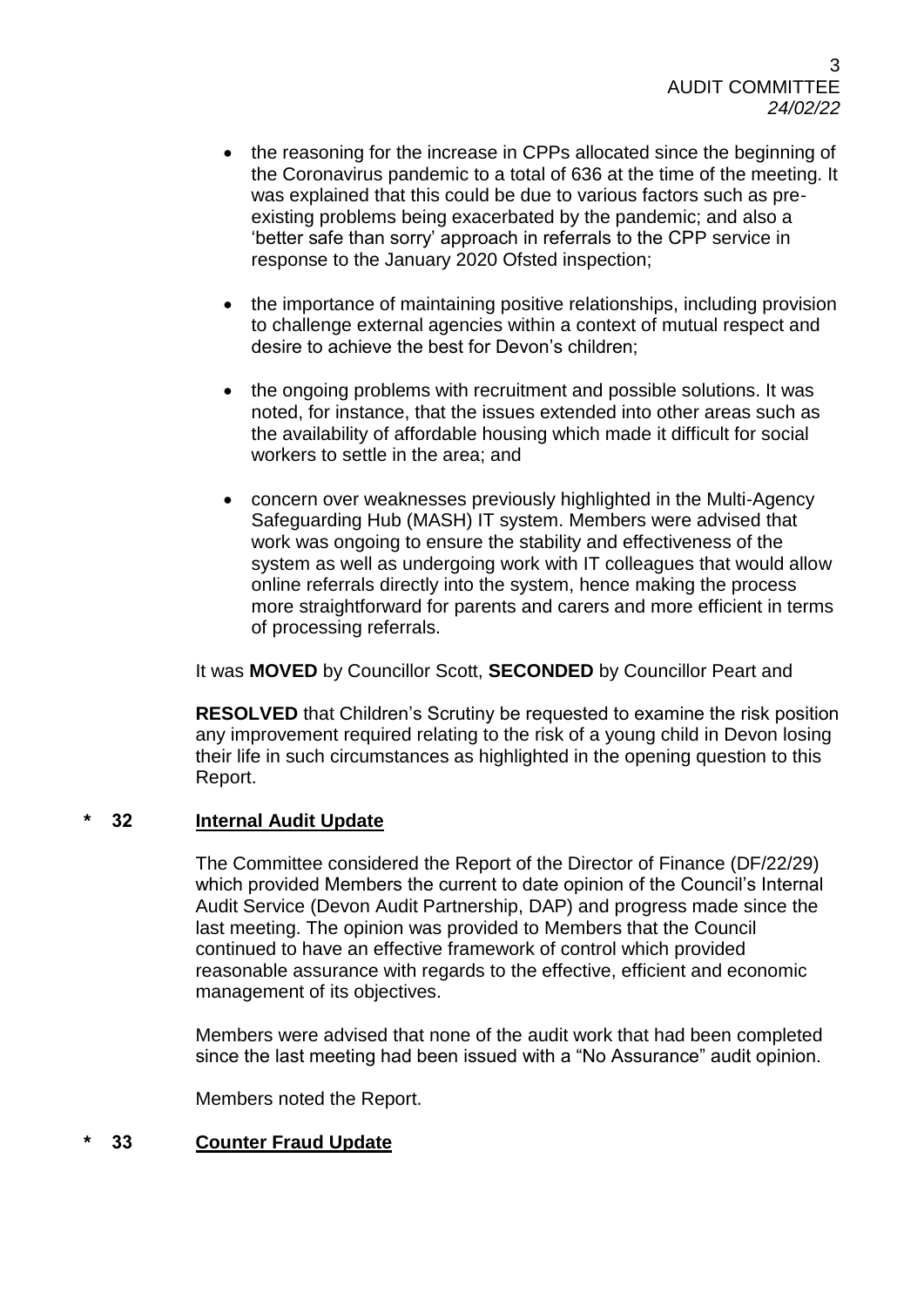- the reasoning for the increase in CPPs allocated since the beginning of the Coronavirus pandemic to a total of 636 at the time of the meeting. It was explained that this could be due to various factors such as pre-existing problems being exacerbated by the pandemic; and also a 'better safe than sorry' approach in referrals to the CPP service in response to the January 2020 Ofsted inspection;

- the importance of maintaining positive relationships, including provision to challenge external agencies within a context of mutual respect and desire to achieve the best for Devon's children;

- the ongoing problems with recruitment and possible solutions. It was noted, for instance, that the issues extended into other areas such as the availability of affordable housing which made it difficult for social workers to settle in the area; and

- concern over weaknesses previously highlighted in the Multi-Agency Safeguarding Hub (MASH) IT system. Members were advised that work was ongoing to ensure the stability and effectiveness of the system as well as undergoing work with IT colleagues that would allow online referrals directly into the system, hence making the process more straightforward for parents and carers and more efficient in terms of processing referrals.

It was **MOVED** by Councillor Scott, **SECONDED** by Councillor Peart and

**RESOLVED** that Children's Scrutiny be requested to examine the risk position any improvement required relating to the risk of a young child in Devon losing their life in such circumstances as highlighted in the opening question to this Report.

## * 32 Internal Audit Update

The Committee considered the Report of the Director of Finance (DF/22/29) which provided Members the current to date opinion of the Council's Internal Audit Service (Devon Audit Partnership, DAP) and progress made since the last meeting. The opinion was provided to Members that the Council continued to have an effective framework of control which provided reasonable assurance with regards to the effective, efficient and economic management of its objectives.

Members were advised that none of the audit work that had been completed since the last meeting had been issued with a "No Assurance" audit opinion.

Members noted the Report.

## * 33 Counter Fraud Update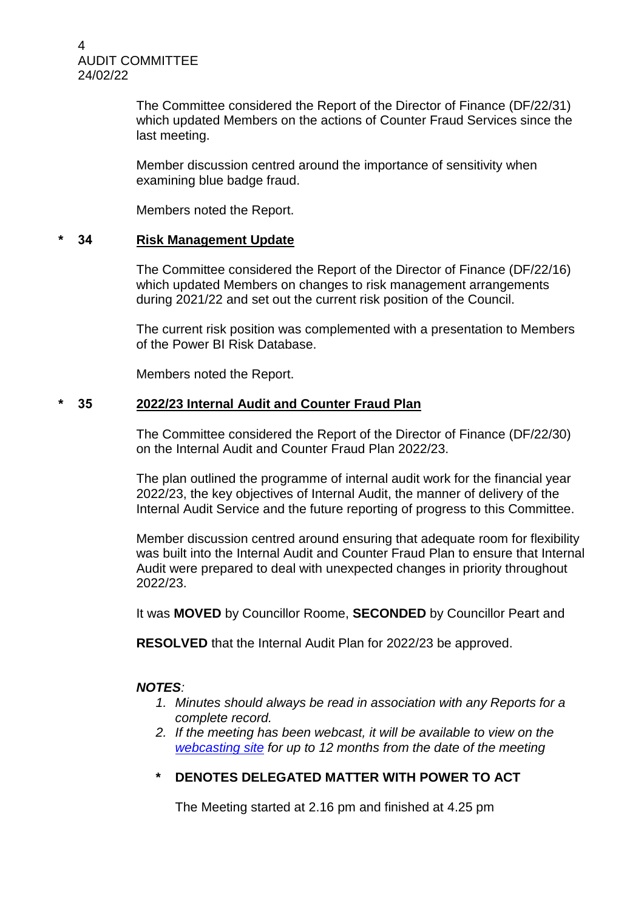The Committee considered the Report of the Director of Finance (DF/22/31) which updated Members on the actions of Counter Fraud Services since the last meeting.

Member discussion centred around the importance of sensitivity when examining blue badge fraud.

Members noted the Report.

## * 34 Risk Management Update

The Committee considered the Report of the Director of Finance (DF/22/16) which updated Members on changes to risk management arrangements during 2021/22 and set out the current risk position of the Council.

The current risk position was complemented with a presentation to Members of the Power BI Risk Database.

Members noted the Report.

## * 35 2022/23 Internal Audit and Counter Fraud Plan

The Committee considered the Report of the Director of Finance (DF/22/30) on the Internal Audit and Counter Fraud Plan 2022/23.

The plan outlined the programme of internal audit work for the financial year 2022/23, the key objectives of Internal Audit, the manner of delivery of the Internal Audit Service and the future reporting of progress to this Committee.

Member discussion centred around ensuring that adequate room for flexibility was built into the Internal Audit and Counter Fraud Plan to ensure that Internal Audit were prepared to deal with unexpected changes in priority throughout 2022/23.

It was **MOVED** by Councillor Roome, **SECONDED** by Councillor Peart and

**RESOLVED** that the Internal Audit Plan for 2022/23 be approved.

***NOTES**:*

1. *Minutes should always be read in association with any Reports for a complete record.*
2. *If the meeting has been webcast, it will be available to view on the webcasting site for up to 12 months from the date of the meeting*

**\* DENOTES DELEGATED MATTER WITH POWER TO ACT**

The Meeting started at 2.16 pm and finished at 4.25 pm